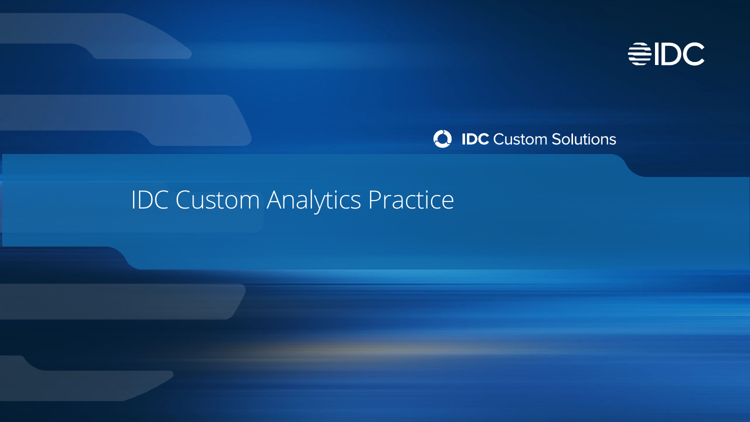IDC

IDC Custom Solutions

# IDC Custom Analytics Practice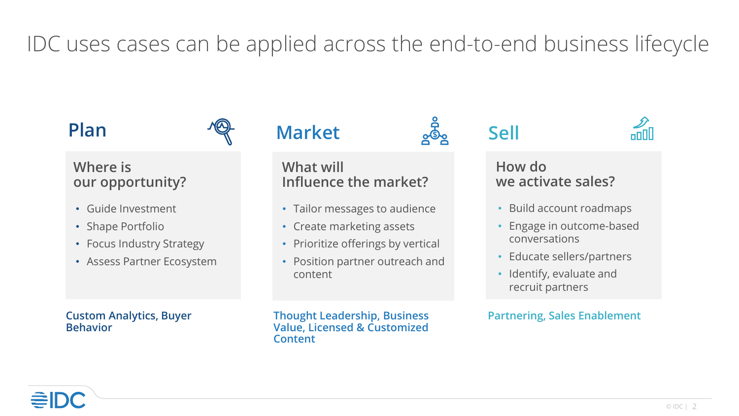# IDC uses cases can be applied across the end-to-end business lifecycle

## Plan

### Where is our opportunity?

- Guide Investment
- Shape Portfolio
- Focus Industry Strategy
- Assess Partner Ecosystem

**Custom Analytics, Buyer Behavior**

## Market

### What will Influence the market?

- Tailor messages to audience
- Create marketing assets
- Prioritize offerings by vertical
- Position partner outreach and content

**Thought Leadership, Business Value, Licensed & Customized Content**

## Sell

### How do we activate sales?

- Build account roadmaps
- Engage in outcome-based conversations
- Educate sellers/partners
- Identify, evaluate and recruit partners

**Partnering, Sales Enablement**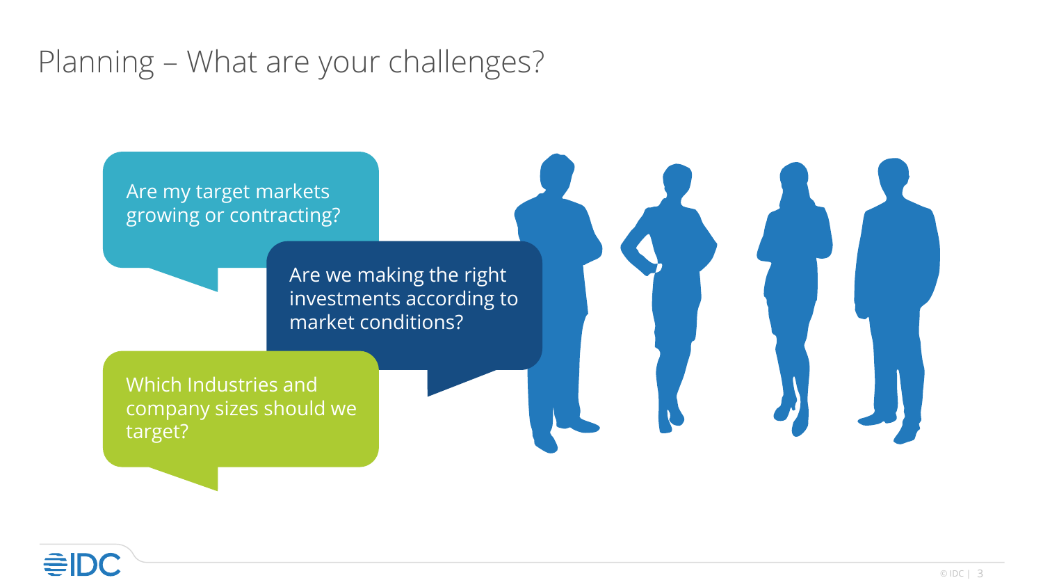# Planning – What are your challenges?

Are my target markets growing or contracting?

Are we making the right investments according to market conditions?

Which Industries and company sizes should we target?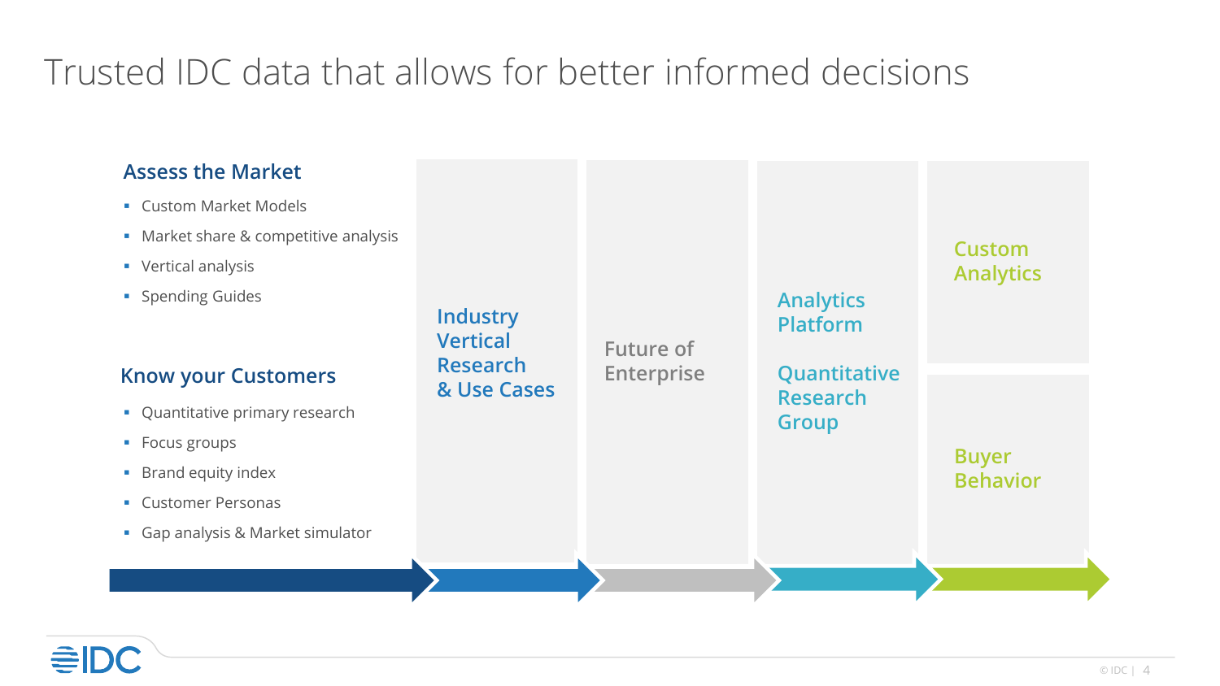# Trusted IDC data that allows for better informed decisions

## Assess the Market

- Custom Market Models
- Market share & competitive analysis
- Vertical analysis
- Spending Guides

## Know your Customers

- Quantitative primary research
- Focus groups
- Brand equity index
- Customer Personas
- Gap analysis & Market simulator

Industry Vertical Research & Use Cases

Future of Enterprise

Analytics Platform

Quantitative Research Group

Custom Analytics

Buyer Behavior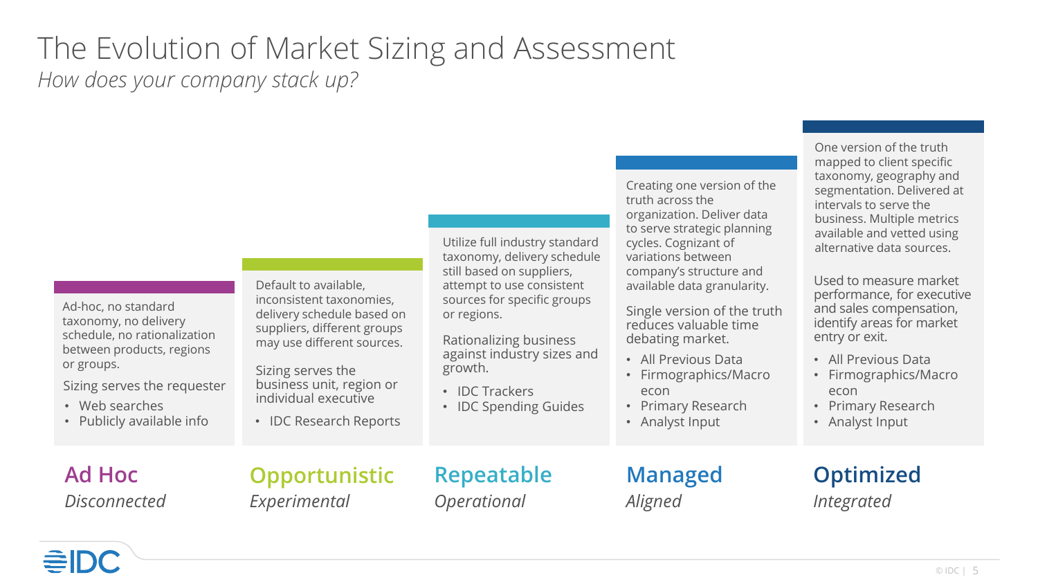# The Evolution of Market Sizing and Assessment

*How does your company stack up?*

## Ad Hoc

*Disconnected*

Ad-hoc, no standard taxonomy, no delivery schedule, no rationalization between products, regions or groups.

Sizing serves the requester

- Web searches
- Publicly available info

## Opportunistic

*Experimental*

Default to available, inconsistent taxonomies, delivery schedule based on suppliers, different groups may use different sources.

Sizing serves the business unit, region or individual executive

- IDC Research Reports

## Repeatable

*Operational*

Utilize full industry standard taxonomy, delivery schedule still based on suppliers, attempt to use consistent sources for specific groups or regions.

Rationalizing business against industry sizes and growth.

- IDC Trackers
- IDC Spending Guides

## Managed

*Aligned*

Creating one version of the truth across the organization. Deliver data to serve strategic planning cycles. Cognizant of variations between company's structure and available data granularity.

Single version of the truth reduces valuable time debating market.

- All Previous Data
- Firmographics/Macro econ
- Primary Research
- Analyst Input

## Optimized

*Integrated*

One version of the truth mapped to client specific taxonomy, geography and segmentation. Delivered at intervals to serve the business. Multiple metrics available and vetted using alternative data sources.

Used to measure market performance, for executive and sales compensation, identify areas for market entry or exit.

- All Previous Data
- Firmographics/Macro econ
- Primary Research
- Analyst Input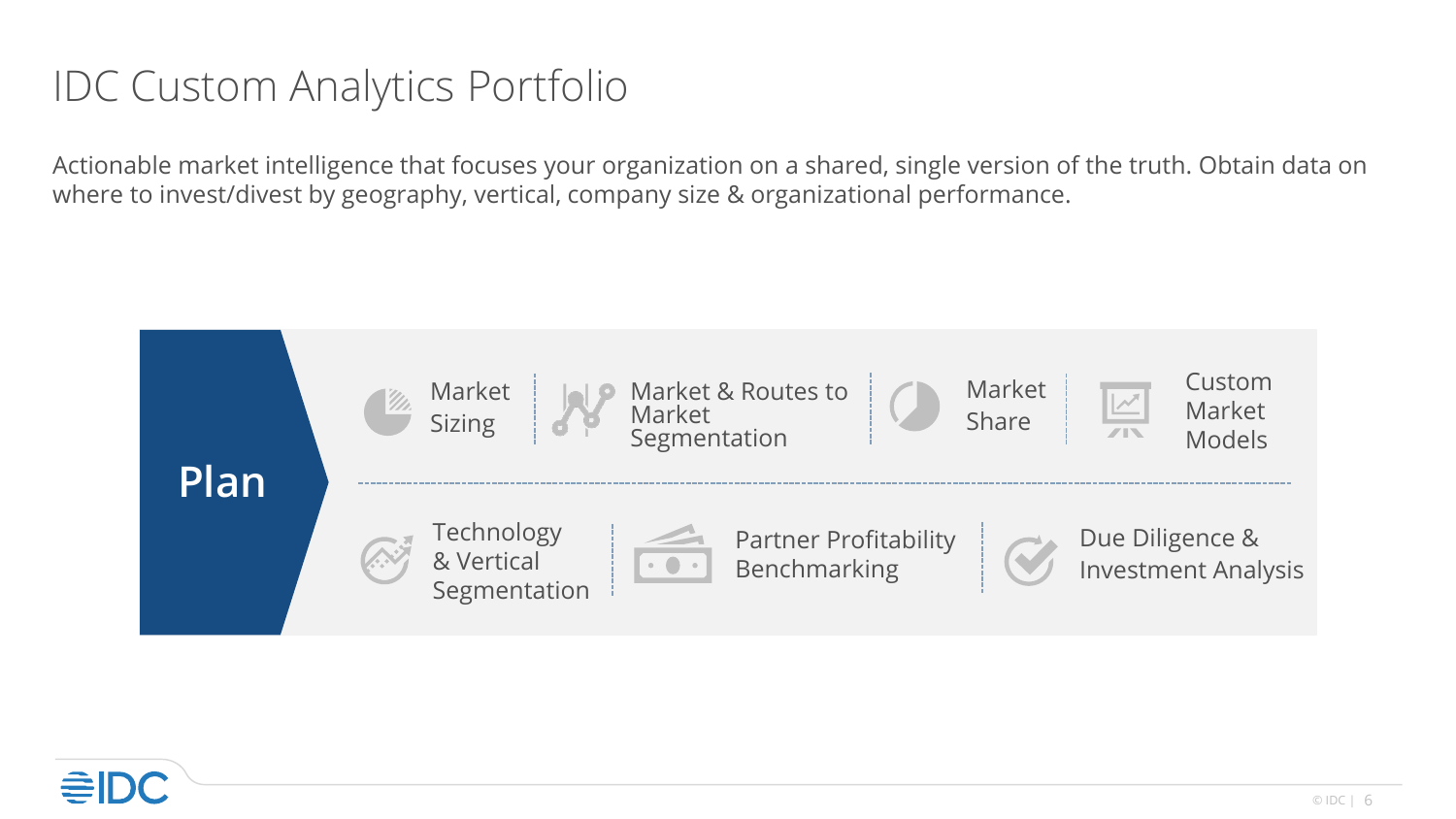# IDC Custom Analytics Portfolio

Actionable market intelligence that focuses your organization on a shared, single version of the truth. Obtain data on where to invest/divest by geography, vertical, company size & organizational performance.

## Plan

- Market Sizing
- Market & Routes to Market Segmentation
- Market Share
- Custom Market Models
- Technology & Vertical Segmentation
- Partner Profitability Benchmarking
- Due Diligence & Investment Analysis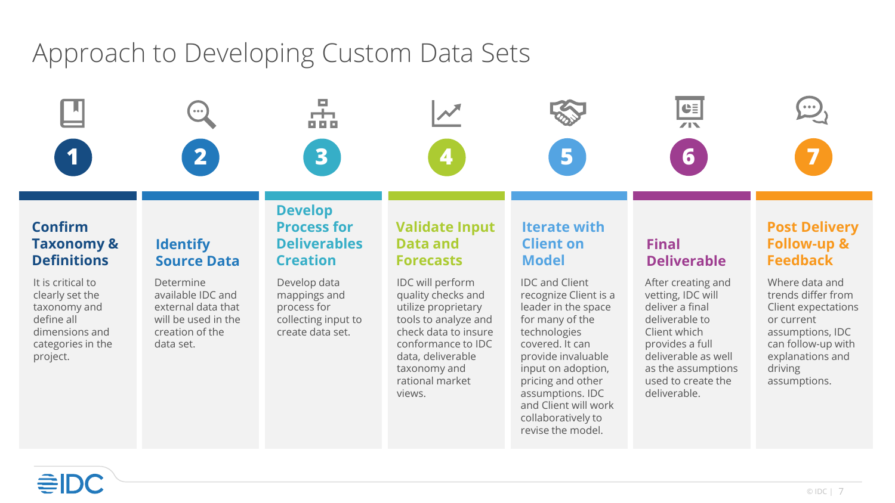# Approach to Developing Custom Data Sets

### 1. Confirm Taxonomy & Definitions

It is critical to clearly set the taxonomy and define all dimensions and categories in the project.

### 2. Identify Source Data

Determine available IDC and external data that will be used in the creation of the data set.

### 3. Develop Process for Deliverables Creation

Develop data mappings and process for collecting input to create data set.

### 4. Validate Input Data and Forecasts

IDC will perform quality checks and utilize proprietary tools to analyze and check data to insure conformance to IDC data, deliverable taxonomy and rational market views.

### 5. Iterate with Client on Model

IDC and Client recognize Client is a leader in the space for many of the technologies covered. It can provide invaluable input on adoption, pricing and other assumptions. IDC and Client will work collaboratively to revise the model.

### 6. Final Deliverable

After creating and vetting, IDC will deliver a final deliverable to Client which provides a full deliverable as well as the assumptions used to create the deliverable.

### 7. Post Delivery Follow-up & Feedback

Where data and trends differ from Client expectations or current assumptions, IDC can follow-up with explanations and driving assumptions.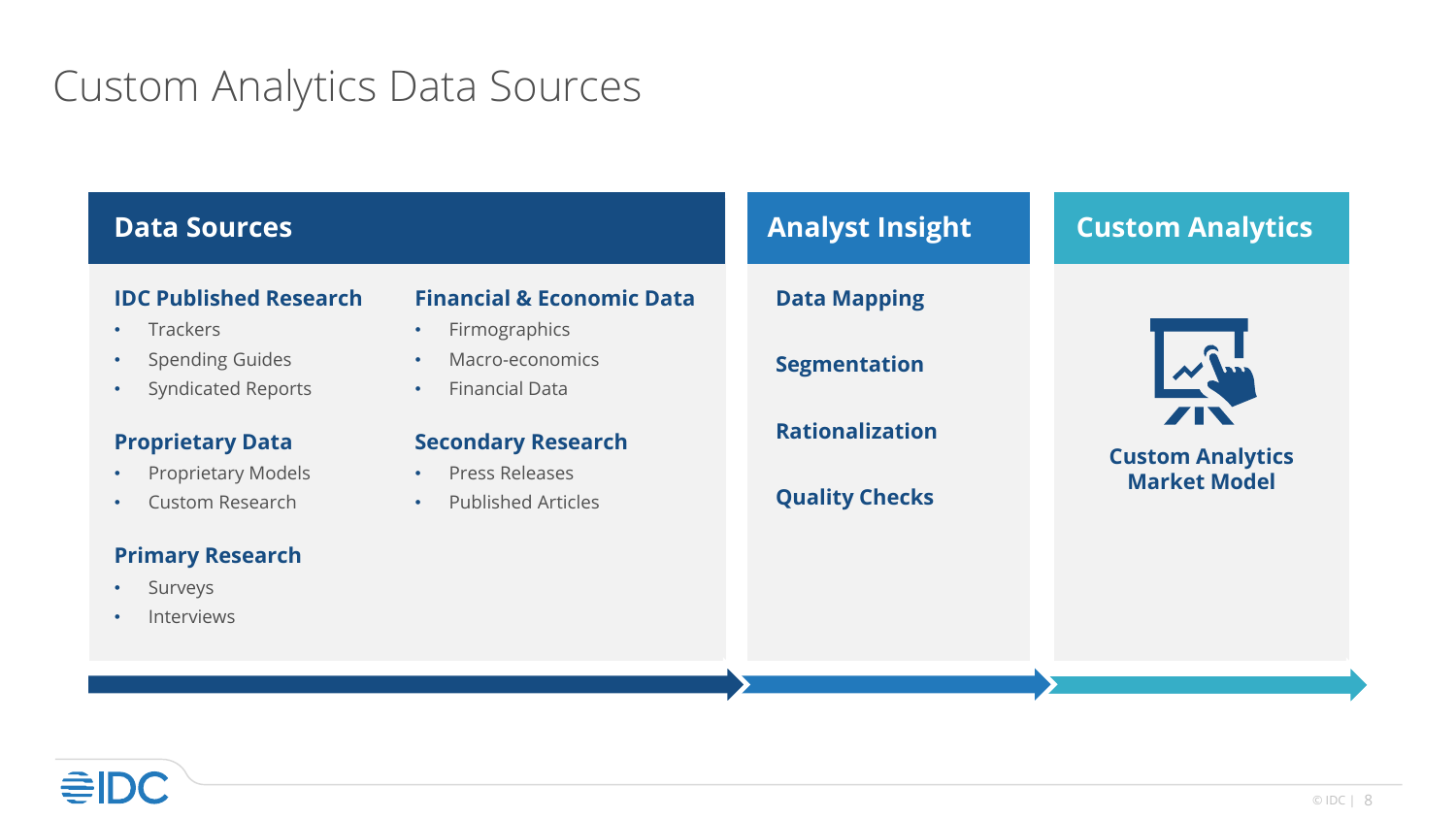# Custom Analytics Data Sources

## Data Sources

### IDC Published Research

- Trackers
- Spending Guides
- Syndicated Reports

### Proprietary Data

- Proprietary Models
- Custom Research

### Primary Research

- Surveys
- Interviews

### Financial & Economic Data

- Firmographics
- Macro-economics
- Financial Data

### Secondary Research

- Press Releases
- Published Articles

## Analyst Insight

**Data Mapping**

**Segmentation**

**Rationalization**

**Quality Checks**

## Custom Analytics

**Custom Analytics Market Model**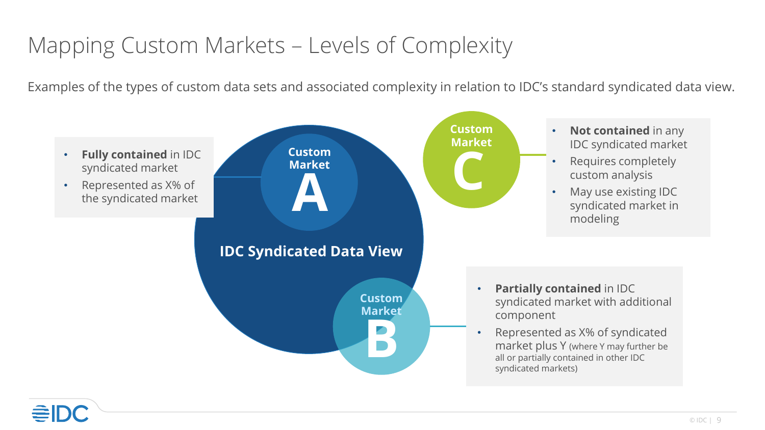# Mapping Custom Markets – Levels of Complexity

Examples of the types of custom data sets and associated complexity in relation to IDC's standard syndicated data view.

IDC Syndicated Data View

**Custom Market A**

- **Fully contained** in IDC syndicated market
- Represented as X% of the syndicated market

**Custom Market B**

- **Partially contained** in IDC syndicated market with additional component
- Represented as X% of syndicated market plus Y (where Y may further be all or partially contained in other IDC syndicated markets)

**Custom Market C**

- **Not contained** in any IDC syndicated market
- Requires completely custom analysis
- May use existing IDC syndicated market in modeling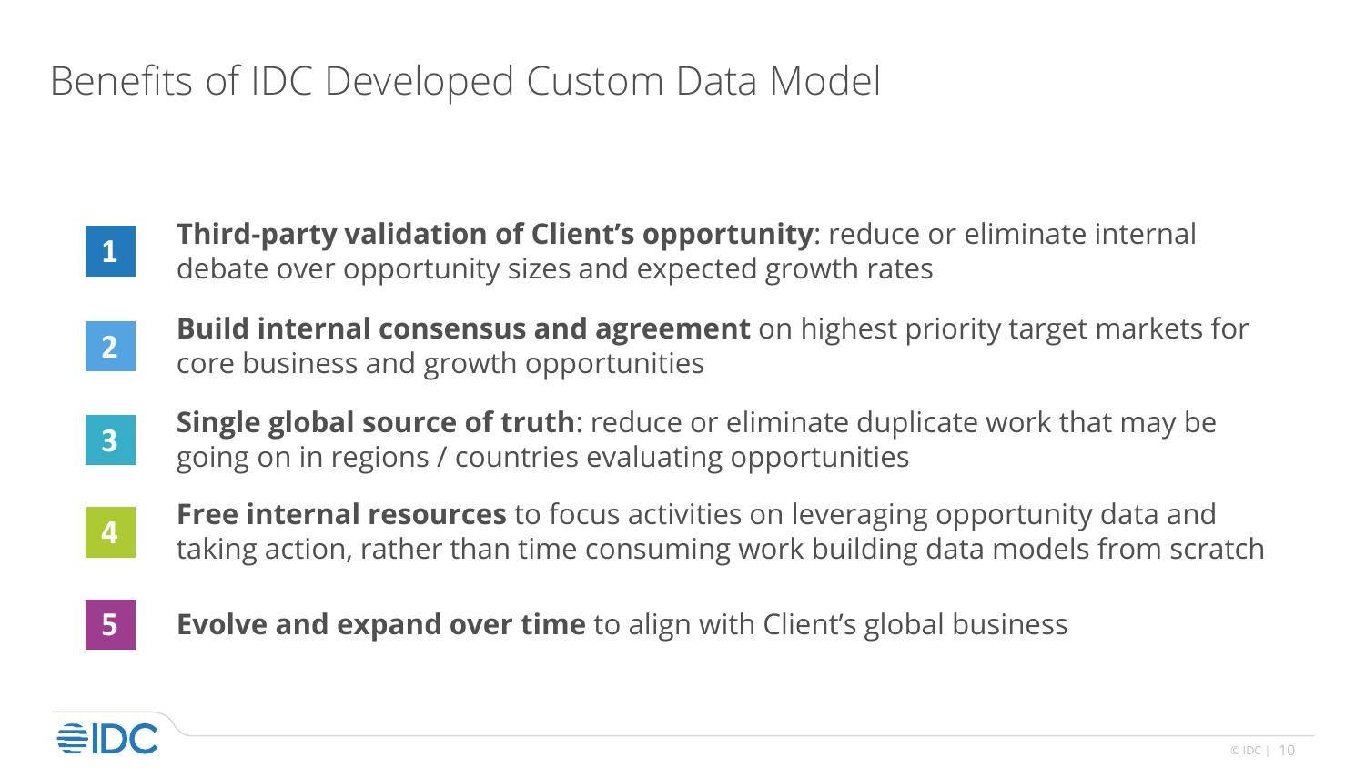# Benefits of IDC Developed Custom Data Model

1. **Third-party validation of Client's opportunity**: reduce or eliminate internal debate over opportunity sizes and expected growth rates
2. **Build internal consensus and agreement** on highest priority target markets for core business and growth opportunities
3. **Single global source of truth**: reduce or eliminate duplicate work that may be going on in regions / countries evaluating opportunities
4. **Free internal resources** to focus activities on leveraging opportunity data and taking action, rather than time consuming work building data models from scratch
5. **Evolve and expand over time** to align with Client's global business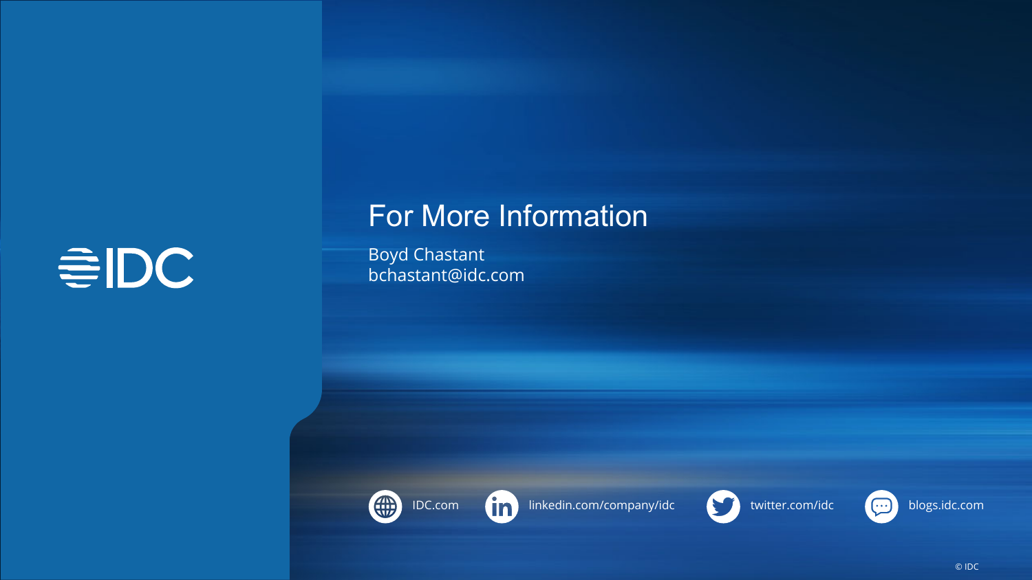IDC

# For More Information

Boyd Chastant
bchastant@idc.com

IDC.com

linkedin.com/company/idc

twitter.com/idc

blogs.idc.com

© IDC